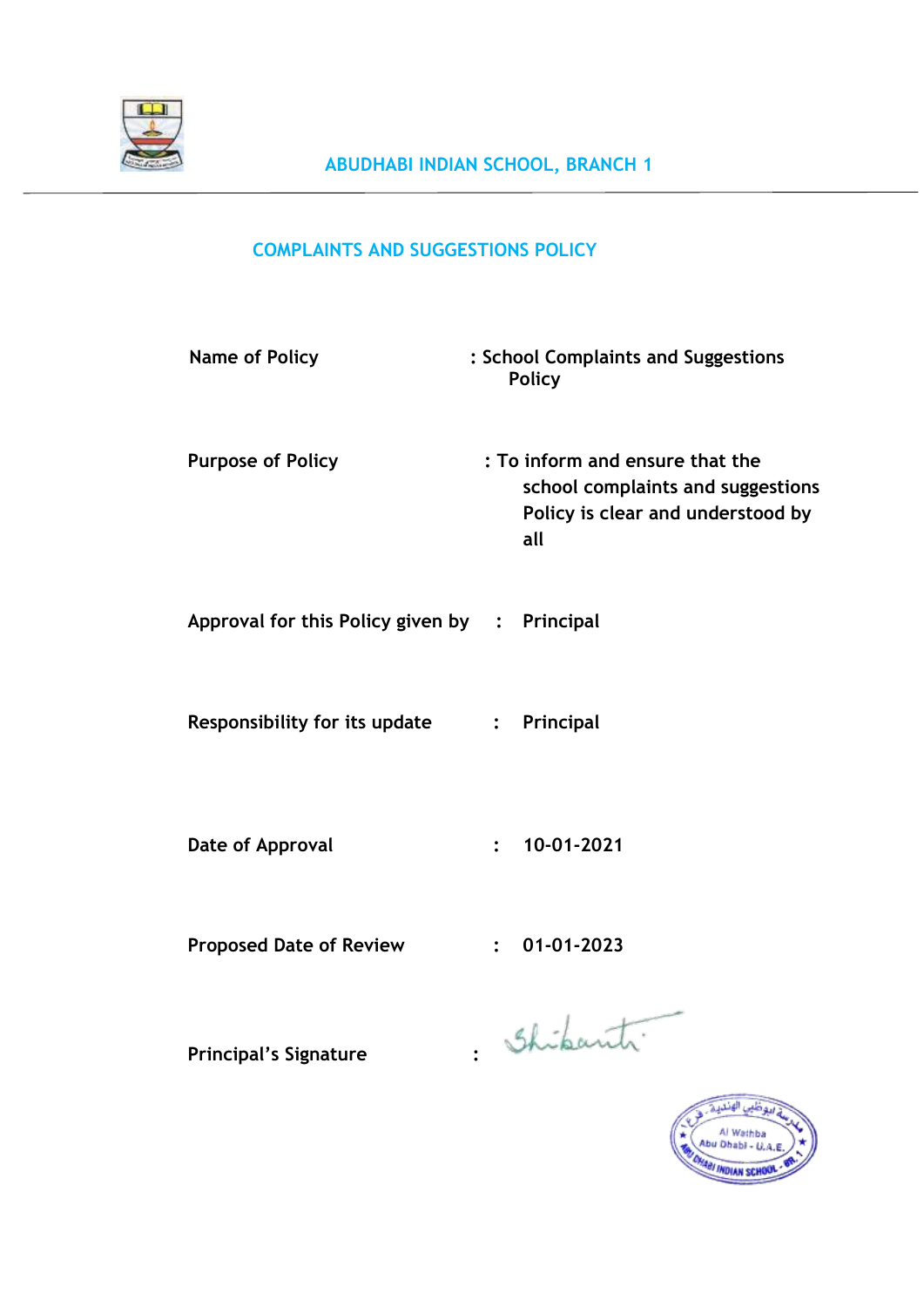# ABUDHABI INDIAN SCHOOL, BRANCH 1

## COMPLAINTS AND SUGGESTIONS POLICY

| | |
|---|---|
| **Name of Policy** | : School Complaints and Suggestions Policy |
| **Purpose of Policy** | : To inform and ensure that the school complaints and suggestions Policy is clear and understood by all |
| **Approval for this Policy given by** | : Principal |
| **Responsibility for its update** | : Principal |
| **Date of Approval** | : 10-01-2021 |
| **Proposed Date of Review** | : 01-01-2023 |
| **Principal's Signature** | : Shikanti |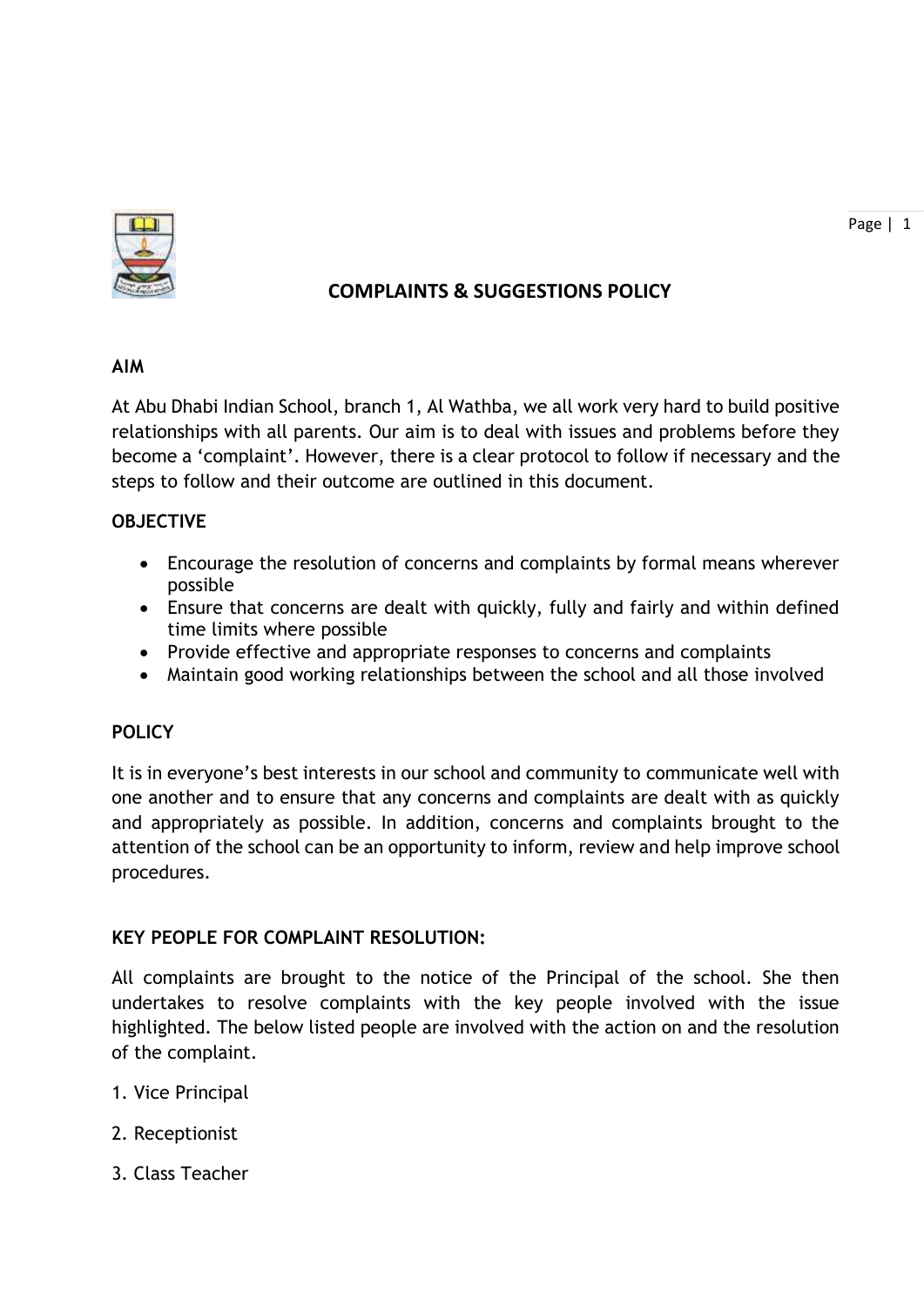## COMPLAINTS & SUGGESTIONS POLICY

### AIM

At Abu Dhabi Indian School, branch 1, Al Wathba, we all work very hard to build positive relationships with all parents. Our aim is to deal with issues and problems before they become a 'complaint'. However, there is a clear protocol to follow if necessary and the steps to follow and their outcome are outlined in this document.

### OBJECTIVE

- Encourage the resolution of concerns and complaints by formal means wherever possible
- Ensure that concerns are dealt with quickly, fully and fairly and within defined time limits where possible
- Provide effective and appropriate responses to concerns and complaints
- Maintain good working relationships between the school and all those involved

### POLICY

It is in everyone's best interests in our school and community to communicate well with one another and to ensure that any concerns and complaints are dealt with as quickly and appropriately as possible. In addition, concerns and complaints brought to the attention of the school can be an opportunity to inform, review and help improve school procedures.

### KEY PEOPLE FOR COMPLAINT RESOLUTION:

All complaints are brought to the notice of the Principal of the school. She then undertakes to resolve complaints with the key people involved with the issue highlighted. The below listed people are involved with the action on and the resolution of the complaint.

1. Vice Principal
2. Receptionist
3. Class Teacher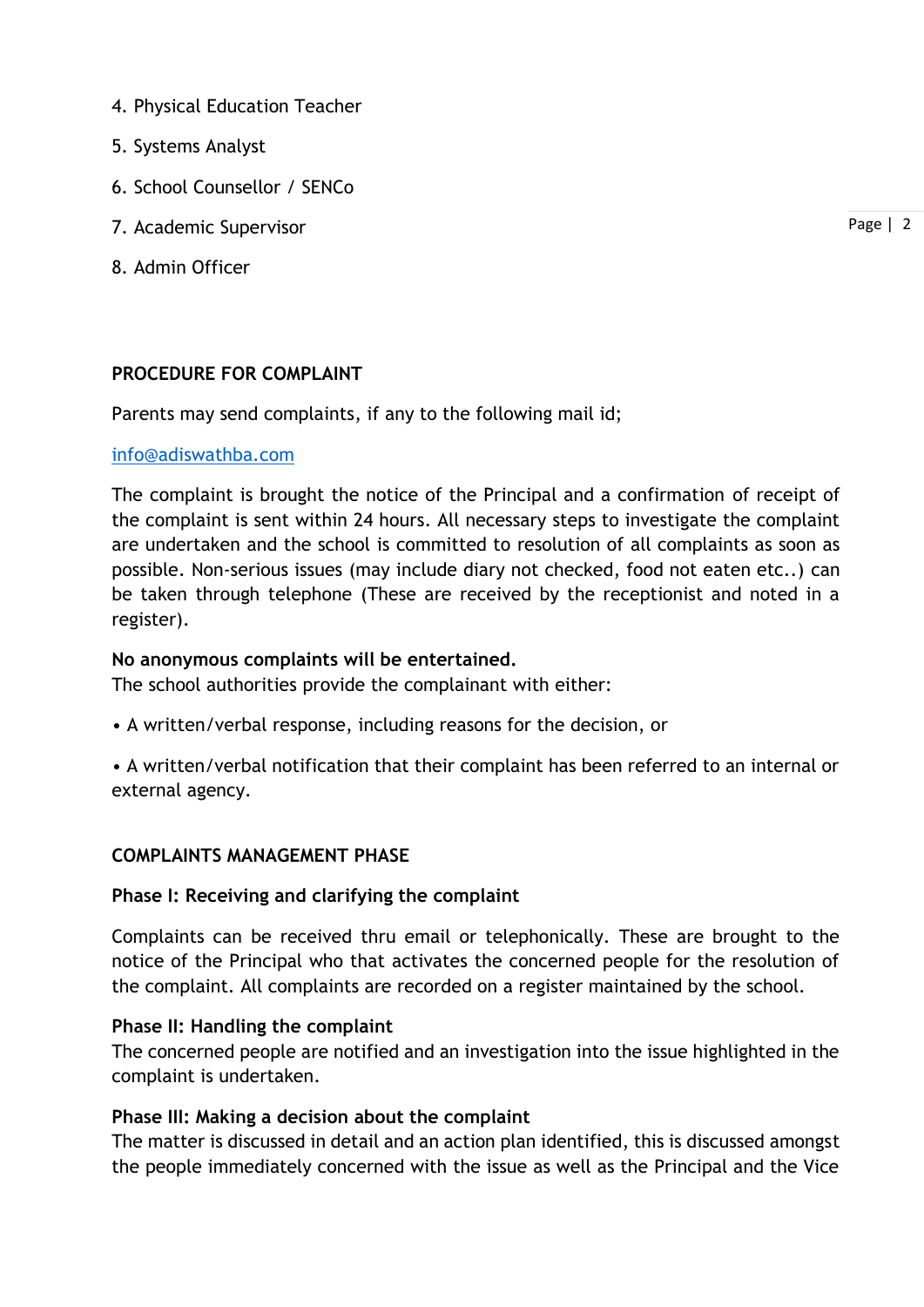4. Physical Education Teacher
5. Systems Analyst
6. School Counsellor / SENCo
7. Academic Supervisor
8. Admin Officer

**PROCEDURE FOR COMPLAINT**

Parents may send complaints, if any to the following mail id;

info@adiswathba.com

The complaint is brought the notice of the Principal and a confirmation of receipt of the complaint is sent within 24 hours. All necessary steps to investigate the complaint are undertaken and the school is committed to resolution of all complaints as soon as possible. Non-serious issues (may include diary not checked, food not eaten etc..) can be taken through telephone (These are received by the receptionist and noted in a register).

**No anonymous complaints will be entertained.**
The school authorities provide the complainant with either:

• A written/verbal response, including reasons for the decision, or

• A written/verbal notification that their complaint has been referred to an internal or external agency.

**COMPLAINTS MANAGEMENT PHASE**

**Phase I: Receiving and clarifying the complaint**

Complaints can be received thru email or telephonically. These are brought to the notice of the Principal who that activates the concerned people for the resolution of the complaint. All complaints are recorded on a register maintained by the school.

**Phase II: Handling the complaint**
The concerned people are notified and an investigation into the issue highlighted in the complaint is undertaken.

**Phase III: Making a decision about the complaint**
The matter is discussed in detail and an action plan identified, this is discussed amongst the people immediately concerned with the issue as well as the Principal and the Vice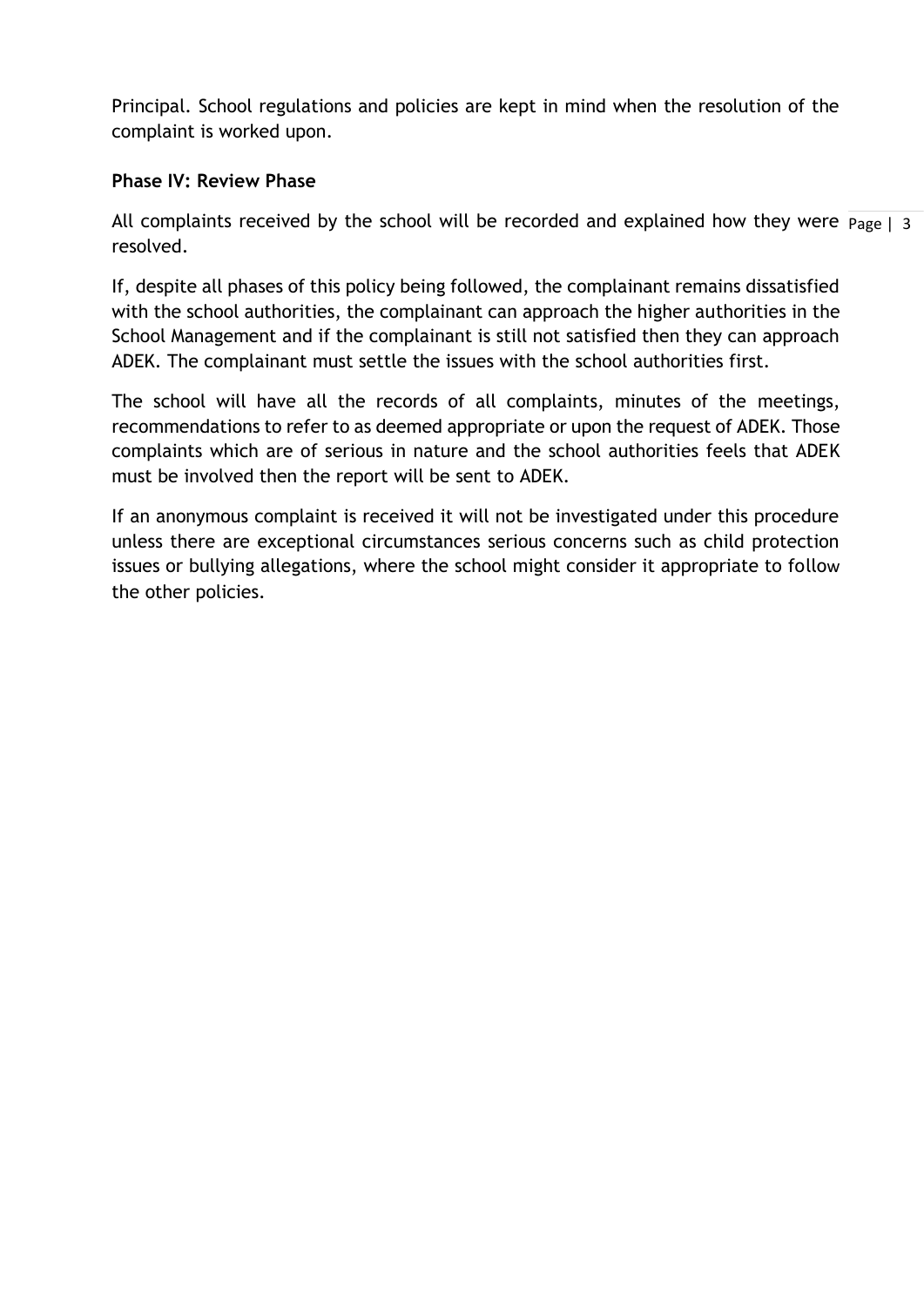Principal. School regulations and policies are kept in mind when the resolution of the complaint is worked upon.

### Phase IV: Review Phase

All complaints received by the school will be recorded and explained how they were resolved.

If, despite all phases of this policy being followed, the complainant remains dissatisfied with the school authorities, the complainant can approach the higher authorities in the School Management and if the complainant is still not satisfied then they can approach ADEK. The complainant must settle the issues with the school authorities first.

The school will have all the records of all complaints, minutes of the meetings, recommendations to refer to as deemed appropriate or upon the request of ADEK. Those complaints which are of serious in nature and the school authorities feels that ADEK must be involved then the report will be sent to ADEK.

If an anonymous complaint is received it will not be investigated under this procedure unless there are exceptional circumstances serious concerns such as child protection issues or bullying allegations, where the school might consider it appropriate to follow the other policies.